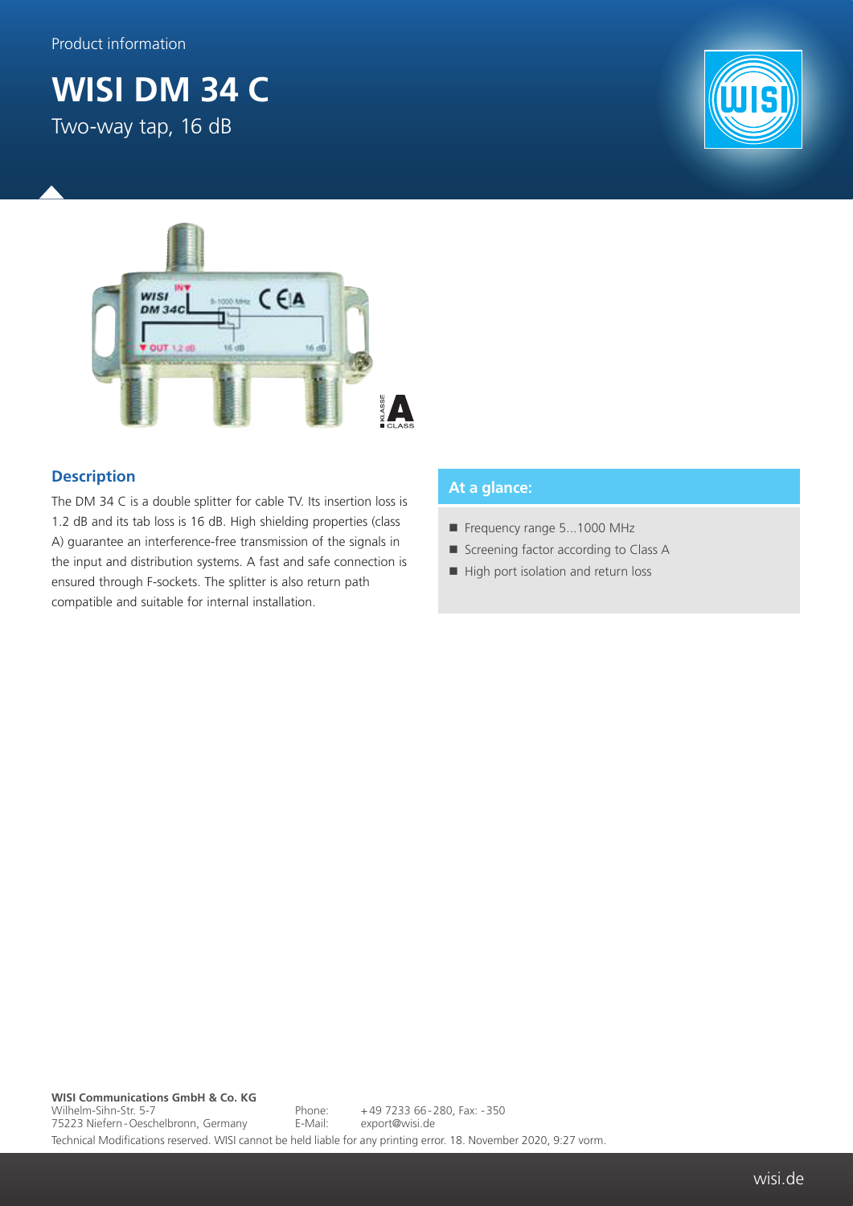Product information

# WISI DM 34 C

Two-way tap, 16 dB

## Description

The DM 34 C is a double splitter for cable TV. Its insertion loss is 1.2 dB and its tab loss is 16 dB. High shielding properties (class A) guarantee an interference-free transmission of the signals in the input and distribution systems. A fast and safe connection is ensured through F-sockets. The splitter is also return path compatible and suitable for internal installation.

## At a glance:

- Frequency range 5...1000 MHz
- Screening factor according to Class A
- High port isolation and return loss

**WISI Communications GmbH & Co. KG**
Wilhelm-Sihn-Str. 5-7
75223 Niefern-Oeschelbronn, Germany
Phone: +49 7233 66-280, Fax: -350
E-Mail: export@wisi.de

Technical Modifications reserved. WISI cannot be held liable for any printing error. 18. November 2020, 9:27 vorm.

wisi.de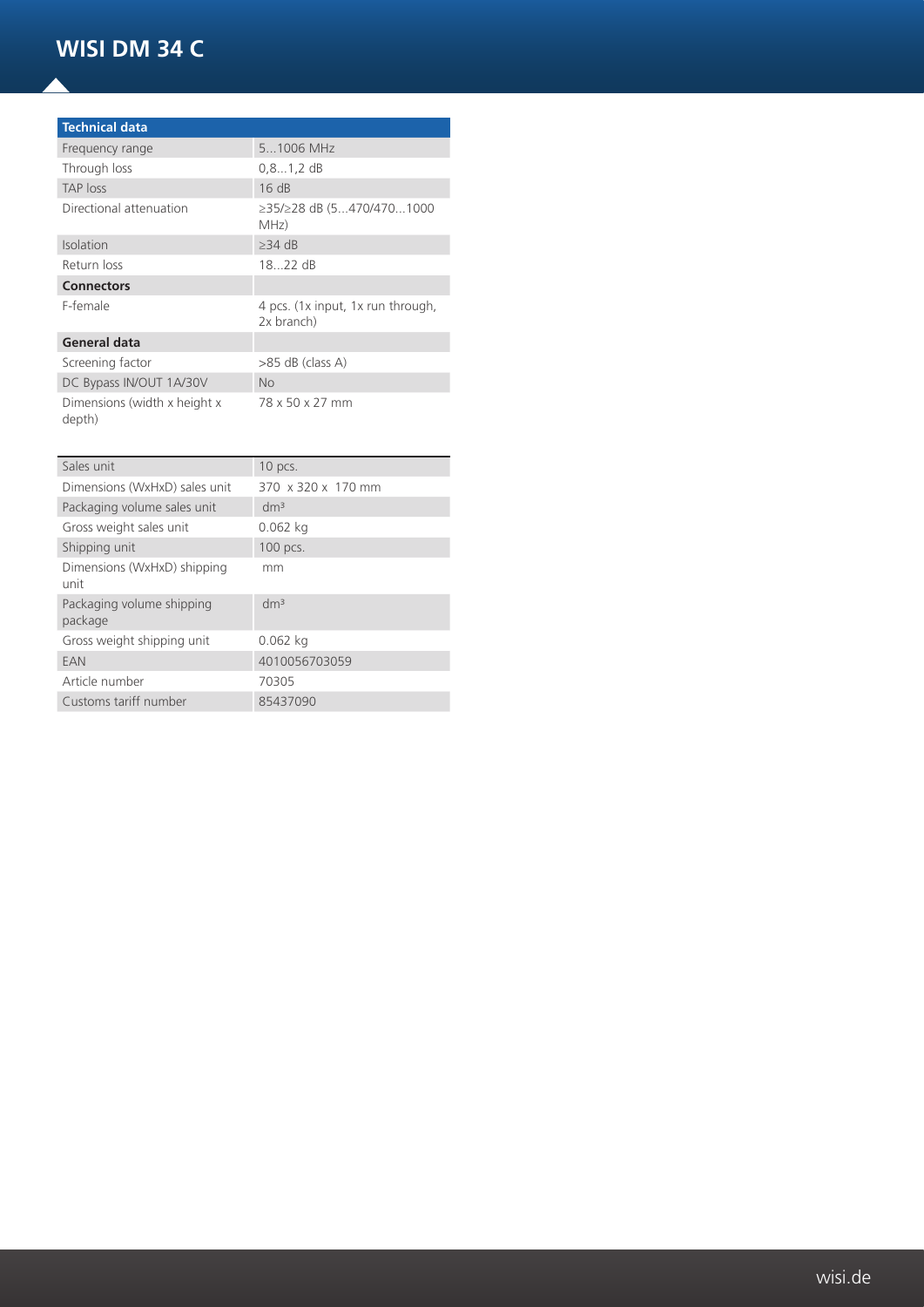# WISI DM 34 C

| Technical data | |
|---|---|
| Frequency range | 5...1006 MHz |
| Through loss | 0,8...1,2 dB |
| TAP loss | 16 dB |
| Directional attenuation | ≥35/≥28 dB (5...470/470...1000 MHz) |
| Isolation | ≥34 dB |
| Return loss | 18...22 dB |
| **Connectors** | |
| F-female | 4 pcs. (1x input, 1x run through, 2x branch) |
| **General data** | |
| Screening factor | >85 dB (class A) |
| DC Bypass IN/OUT 1A/30V | No |
| Dimensions (width x height x depth) | 78 x 50 x 27 mm |

| | |
|---|---|
| Sales unit | 10 pcs. |
| Dimensions (WxHxD) sales unit | 370 x 320 x 170 mm |
| Packaging volume sales unit | dm³ |
| Gross weight sales unit | 0.062 kg |
| Shipping unit | 100 pcs. |
| Dimensions (WxHxD) shipping unit | mm |
| Packaging volume shipping package | dm³ |
| Gross weight shipping unit | 0.062 kg |
| EAN | 4010056703059 |
| Article number | 70305 |
| Customs tariff number | 85437090 |